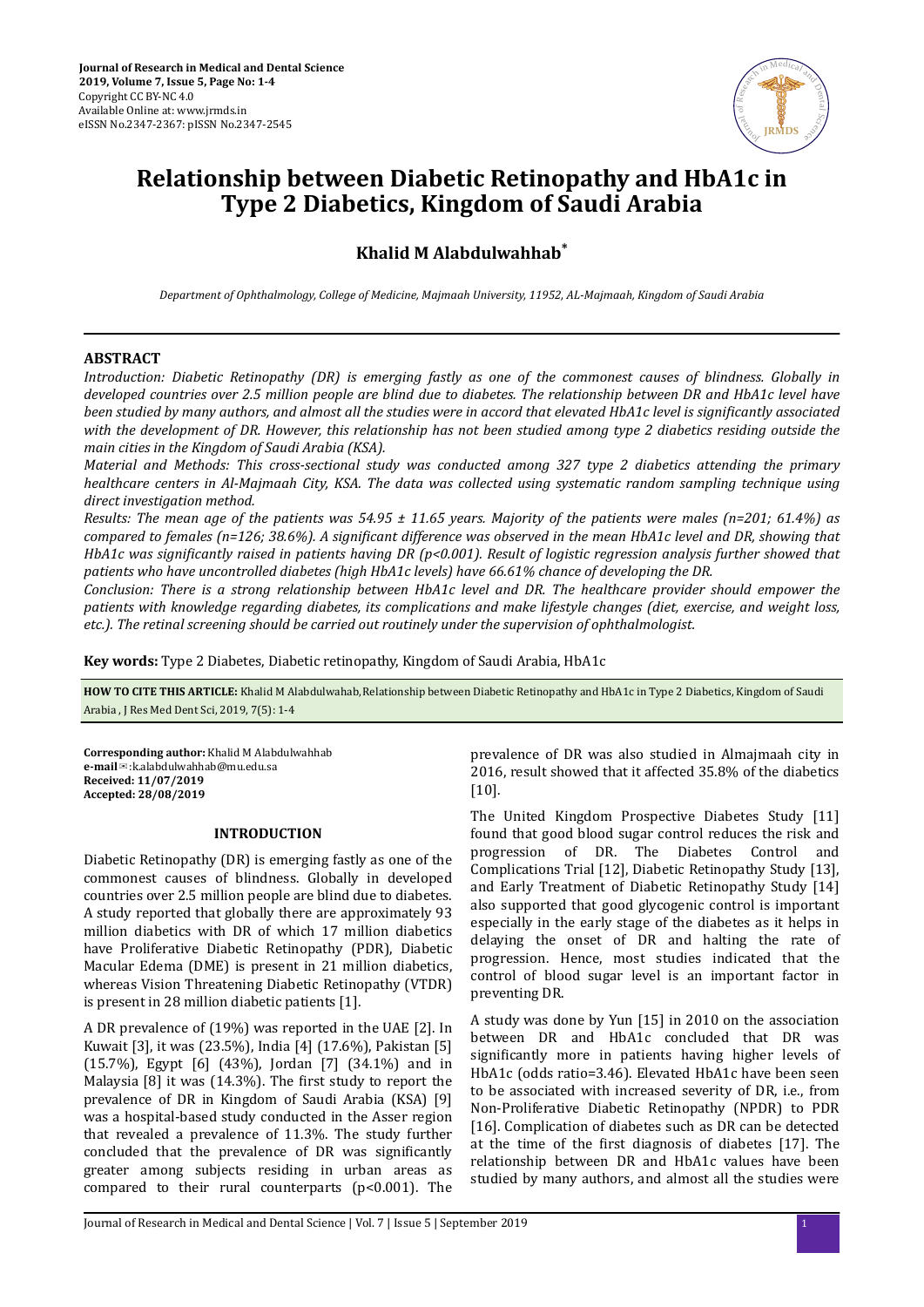# Relationship between Diabetic Retinopathy and HbA1c in Type 2 Diabetics, Kingdom of Saudi Arabia

**Khalid M Alabdulwahhab***

*Department of Ophthalmology, College of Medicine, Majmaah University, 11952, AL-Majmaah, Kingdom of Saudi Arabia*

## ABSTRACT

*Introduction: Diabetic Retinopathy (DR) is emerging fastly as one of the commonest causes of blindness. Globally in developed countries over 2.5 million people are blind due to diabetes. The relationship between DR and HbA1c level have been studied by many authors, and almost all the studies were in accord that elevated HbA1c level is significantly associated with the development of DR. However, this relationship has not been studied among type 2 diabetics residing outside the main cities in the Kingdom of Saudi Arabia (KSA).*

*Material and Methods: This cross-sectional study was conducted among 327 type 2 diabetics attending the primary healthcare centers in Al-Majmaah City, KSA. The data was collected using systematic random sampling technique using direct investigation method.*

*Results: The mean age of the patients was 54.95 ± 11.65 years. Majority of the patients were males (n=201; 61.4%) as compared to females (n=126; 38.6%). A significant difference was observed in the mean HbA1c level and DR, showing that HbA1c was significantly raised in patients having DR (p<0.001). Result of logistic regression analysis further showed that patients who have uncontrolled diabetes (high HbA1c levels) have 66.61% chance of developing the DR.*

*Conclusion: There is a strong relationship between HbA1c level and DR. The healthcare provider should empower the patients with knowledge regarding diabetes, its complications and make lifestyle changes (diet, exercise, and weight loss, etc.). The retinal screening should be carried out routinely under the supervision of ophthalmologist.*

**Key words:** Type 2 Diabetes, Diabetic retinopathy, Kingdom of Saudi Arabia, HbA1c

**HOW TO CITE THIS ARTICLE:** Khalid M Alabdulwahab, Relationship between Diabetic Retinopathy and HbA1c in Type 2 Diabetics, Kingdom of Saudi Arabia , J Res Med Dent Sci, 2019, 7(5): 1-4

**Corresponding author:** Khalid M Alabdulwahhab
**e-mail**✉:k.alabdulwahhab@mu.edu.sa
**Received: 11/07/2019**
**Accepted: 28/08/2019**

## INTRODUCTION

Diabetic Retinopathy (DR) is emerging fastly as one of the commonest causes of blindness. Globally in developed countries over 2.5 million people are blind due to diabetes. A study reported that globally there are approximately 93 million diabetics with DR of which 17 million diabetics have Proliferative Diabetic Retinopathy (PDR), Diabetic Macular Edema (DME) is present in 21 million diabetics, whereas Vision Threatening Diabetic Retinopathy (VTDR) is present in 28 million diabetic patients [1].

A DR prevalence of (19%) was reported in the UAE [2]. In Kuwait [3], it was (23.5%), India [4] (17.6%), Pakistan [5] (15.7%), Egypt [6] (43%), Jordan [7] (34.1%) and in Malaysia [8] it was (14.3%). The first study to report the prevalence of DR in Kingdom of Saudi Arabia (KSA) [9] was a hospital-based study conducted in the Asser region that revealed a prevalence of 11.3%. The study further concluded that the prevalence of DR was significantly greater among subjects residing in urban areas as compared to their rural counterparts (p<0.001). The prevalence of DR was also studied in Almajmaah city in 2016, result showed that it affected 35.8% of the diabetics [10].

The United Kingdom Prospective Diabetes Study [11] found that good blood sugar control reduces the risk and progression of DR. The Diabetes Control and Complications Trial [12], Diabetic Retinopathy Study [13], and Early Treatment of Diabetic Retinopathy Study [14] also supported that good glycogenic control is important especially in the early stage of the diabetes as it helps in delaying the onset of DR and halting the rate of progression. Hence, most studies indicated that the control of blood sugar level is an important factor in preventing DR.

A study was done by Yun [15] in 2010 on the association between DR and HbA1c concluded that DR was significantly more in patients having higher levels of HbA1c (odds ratio=3.46). Elevated HbA1c have been seen to be associated with increased severity of DR, i.e., from Non-Proliferative Diabetic Retinopathy (NPDR) to PDR [16]. Complication of diabetes such as DR can be detected at the time of the first diagnosis of diabetes [17]. The relationship between DR and HbA1c values have been studied by many authors, and almost all the studies were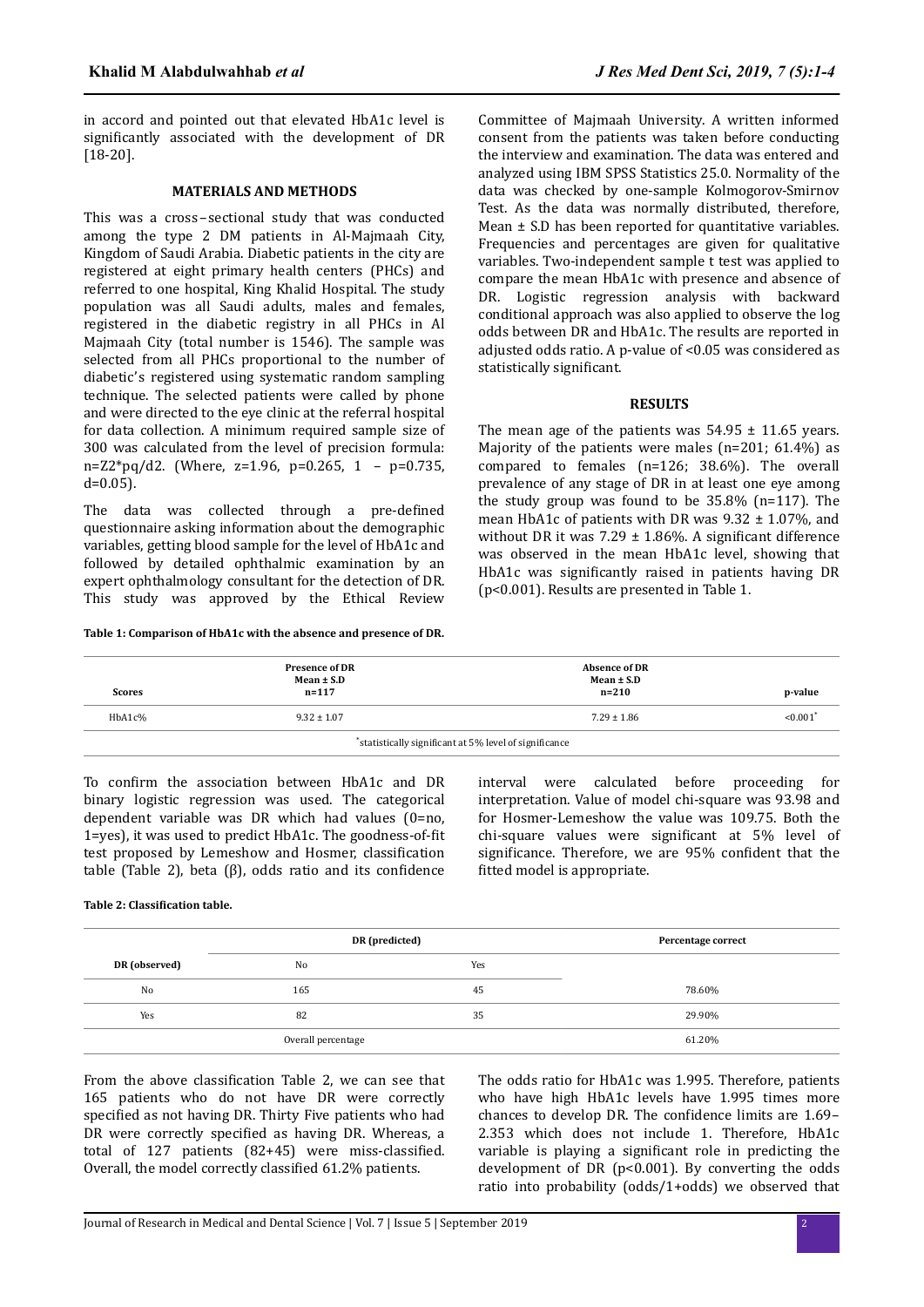in accord and pointed out that elevated HbA1c level is significantly associated with the development of DR [18-20].

## MATERIALS AND METHODS

This was a cross–sectional study that was conducted among the type 2 DM patients in Al-Majmaah City, Kingdom of Saudi Arabia. Diabetic patients in the city are registered at eight primary health centers (PHCs) and referred to one hospital, King Khalid Hospital. The study population was all Saudi adults, males and females, registered in the diabetic registry in all PHCs in Al Majmaah City (total number is 1546). The sample was selected from all PHCs proportional to the number of diabetic's registered using systematic random sampling technique. The selected patients were called by phone and were directed to the eye clinic at the referral hospital for data collection. A minimum required sample size of 300 was calculated from the level of precision formula: n=Z2*pq/d2. (Where, z=1.96, p=0.265, 1 – p=0.735, d=0.05).

The data was collected through a pre-defined questionnaire asking information about the demographic variables, getting blood sample for the level of HbA1c and followed by detailed ophthalmic examination by an expert ophthalmology consultant for the detection of DR. This study was approved by the Ethical Review Committee of Majmaah University. A written informed consent from the patients was taken before conducting the interview and examination. The data was entered and analyzed using IBM SPSS Statistics 25.0. Normality of the data was checked by one-sample Kolmogorov-Smirnov Test. As the data was normally distributed, therefore, Mean ± S.D has been reported for quantitative variables. Frequencies and percentages are given for qualitative variables. Two-independent sample t test was applied to compare the mean HbA1c with presence and absence of DR. Logistic regression analysis with backward conditional approach was also applied to observe the log odds between DR and HbA1c. The results are reported in adjusted odds ratio. A p-value of <0.05 was considered as statistically significant.

## RESULTS

The mean age of the patients was 54.95 ± 11.65 years. Majority of the patients were males (n=201; 61.4%) as compared to females (n=126; 38.6%). The overall prevalence of any stage of DR in at least one eye among the study group was found to be 35.8% (n=117). The mean HbA1c of patients with DR was 9.32 ± 1.07%, and without DR it was 7.29 ± 1.86%. A significant difference was observed in the mean HbA1c level, showing that HbA1c was significantly raised in patients having DR (p<0.001). Results are presented in Table 1.

**Table 1: Comparison of HbA1c with the absence and presence of DR.**

| Scores | Presence of DR Mean ± S.D n=117 | Absence of DR Mean ± S.D n=210 | p-value |
|---|---|---|---|
| HbA1c% | 9.32 ± 1.07 | 7.29 ± 1.86 | <0.001* |

*statistically significant at 5% level of significance

To confirm the association between HbA1c and DR binary logistic regression was used. The categorical dependent variable was DR which had values (0=no, 1=yes), it was used to predict HbA1c. The goodness-of-fit test proposed by Lemeshow and Hosmer, classification table (Table 2), beta (β), odds ratio and its confidence interval were calculated before proceeding for interpretation. Value of model chi-square was 93.98 and for Hosmer-Lemeshow the value was 109.75. Both the chi-square values were significant at 5% level of significance. Therefore, we are 95% confident that the fitted model is appropriate.

**Table 2: Classification table.**

| DR (observed) | DR (predicted) | | Percentage correct |
|---|---|---|---|
| | No | Yes | |
| No | 165 | 45 | 78.60% |
| Yes | 82 | 35 | 29.90% |
| | Overall percentage | | 61.20% |

From the above classification Table 2, we can see that 165 patients who do not have DR were correctly specified as not having DR. Thirty Five patients who had DR were correctly specified as having DR. Whereas, a total of 127 patients (82+45) were miss-classified. Overall, the model correctly classified 61.2% patients.

The odds ratio for HbA1c was 1.995. Therefore, patients who have high HbA1c levels have 1.995 times more chances to develop DR. The confidence limits are 1.69–2.353 which does not include 1. Therefore, HbA1c variable is playing a significant role in predicting the development of DR (p<0.001). By converting the odds ratio into probability (odds/1+odds) we observed that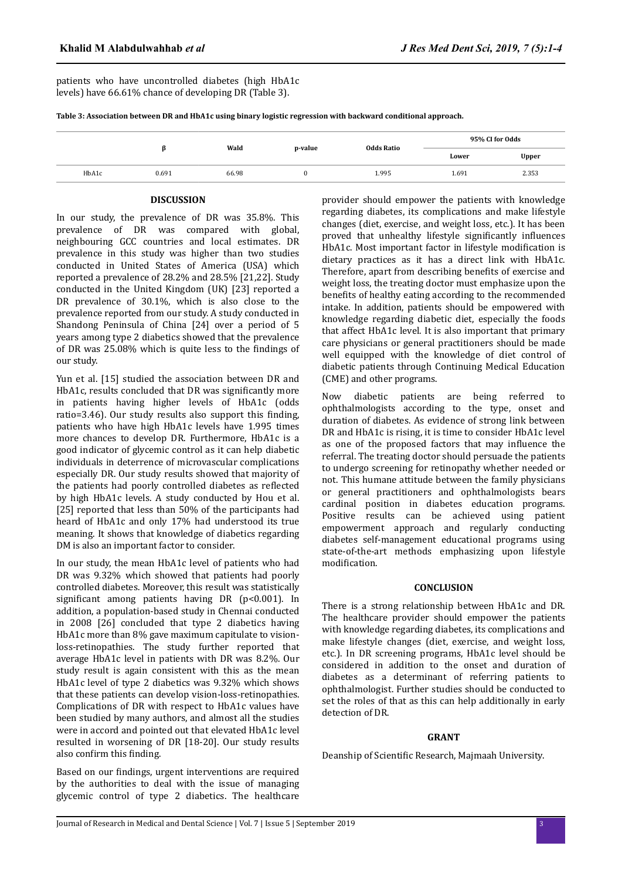patients who have uncontrolled diabetes (high HbA1c levels) have 66.61% chance of developing DR (Table 3).

**Table 3: Association between DR and HbA1c using binary logistic regression with backward conditional approach.**

| | β | Wald | p-value | Odds Ratio | 95% CI for Odds | |
|---|---|---|---|---|---|---|
| | | | | | Lower | Upper |
| HbA1c | 0.691 | 66.98 | 0 | 1.995 | 1.691 | 2.353 |

## DISCUSSION

In our study, the prevalence of DR was 35.8%. This prevalence of DR was compared with global, neighbouring GCC countries and local estimates. DR prevalence in this study was higher than two studies conducted in United States of America (USA) which reported a prevalence of 28.2% and 28.5% [21,22]. Study conducted in the United Kingdom (UK) [23] reported a DR prevalence of 30.1%, which is also close to the prevalence reported from our study. A study conducted in Shandong Peninsula of China [24] over a period of 5 years among type 2 diabetics showed that the prevalence of DR was 25.08% which is quite less to the findings of our study.

Yun et al. [15] studied the association between DR and HbA1c, results concluded that DR was significantly more in patients having higher levels of HbA1c (odds ratio=3.46). Our study results also support this finding, patients who have high HbA1c levels have 1.995 times more chances to develop DR. Furthermore, HbA1c is a good indicator of glycemic control as it can help diabetic individuals in deterrence of microvascular complications especially DR. Our study results showed that majority of the patients had poorly controlled diabetes as reflected by high HbA1c levels. A study conducted by Hou et al. [25] reported that less than 50% of the participants had heard of HbA1c and only 17% had understood its true meaning. It shows that knowledge of diabetics regarding DM is also an important factor to consider.

In our study, the mean HbA1c level of patients who had DR was 9.32% which showed that patients had poorly controlled diabetes. Moreover, this result was statistically significant among patients having DR ($p<0.001$). In addition, a population-based study in Chennai conducted in 2008 [26] concluded that type 2 diabetics having HbA1c more than 8% gave maximum capitulate to vision-loss-retinopathies. The study further reported that average HbA1c level in patients with DR was 8.2%. Our study result is again consistent with this as the mean HbA1c level of type 2 diabetics was 9.32% which shows that these patients can develop vision-loss-retinopathies. Complications of DR with respect to HbA1c values have been studied by many authors, and almost all the studies were in accord and pointed out that elevated HbA1c level resulted in worsening of DR [18-20]. Our study results also confirm this finding.

Based on our findings, urgent interventions are required by the authorities to deal with the issue of managing glycemic control of type 2 diabetics. The healthcare provider should empower the patients with knowledge regarding diabetes, its complications and make lifestyle changes (diet, exercise, and weight loss, etc.). It has been proved that unhealthy lifestyle significantly influences HbA1c. Most important factor in lifestyle modification is dietary practices as it has a direct link with HbA1c. Therefore, apart from describing benefits of exercise and weight loss, the treating doctor must emphasize upon the benefits of healthy eating according to the recommended intake. In addition, patients should be empowered with knowledge regarding diabetic diet, especially the foods that affect HbA1c level. It is also important that primary care physicians or general practitioners should be made well equipped with the knowledge of diet control of diabetic patients through Continuing Medical Education (CME) and other programs.

Now diabetic patients are being referred to ophthalmologists according to the type, onset and duration of diabetes. As evidence of strong link between DR and HbA1c is rising, it is time to consider HbA1c level as one of the proposed factors that may influence the referral. The treating doctor should persuade the patients to undergo screening for retinopathy whether needed or not. This humane attitude between the family physicians or general practitioners and ophthalmologists bears cardinal position in diabetes education programs. Positive results can be achieved using patient empowerment approach and regularly conducting diabetes self-management educational programs using state-of-the-art methods emphasizing upon lifestyle modification.

## CONCLUSION

There is a strong relationship between HbA1c and DR. The healthcare provider should empower the patients with knowledge regarding diabetes, its complications and make lifestyle changes (diet, exercise, and weight loss, etc.). In DR screening programs, HbA1c level should be considered in addition to the onset and duration of diabetes as a determinant of referring patients to ophthalmologist. Further studies should be conducted to set the roles of that as this can help additionally in early detection of DR.

## GRANT

Deanship of Scientific Research, Majmaah University.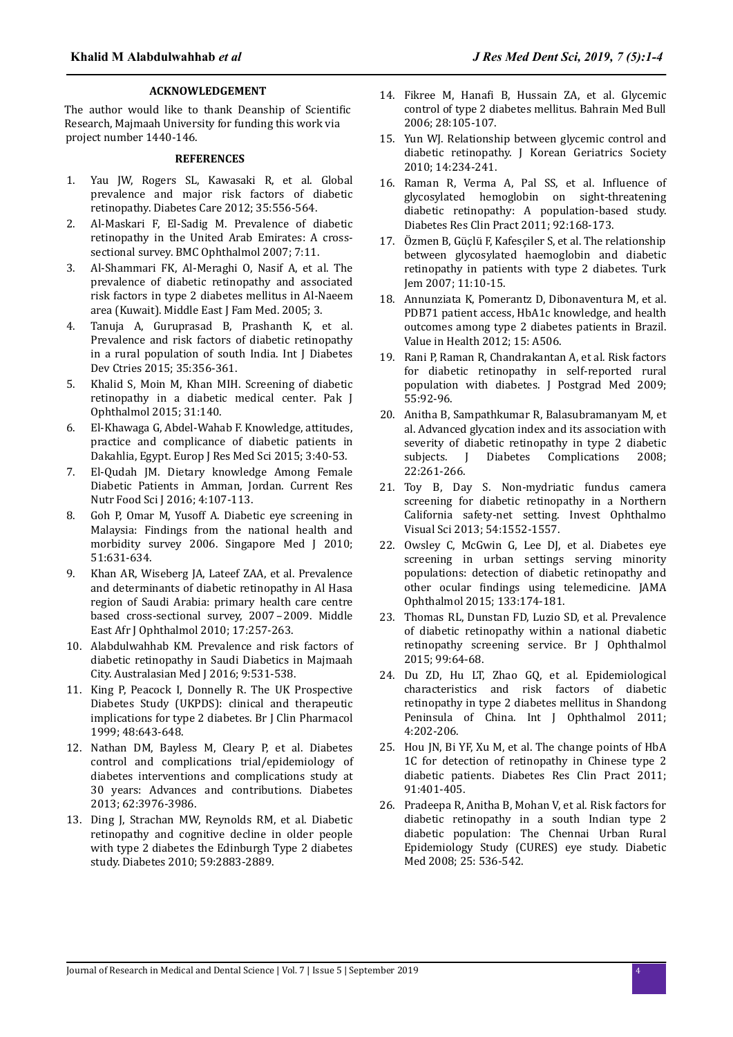## ACKNOWLEDGEMENT

The author would like to thank Deanship of Scientific Research, Majmaah University for funding this work via project number 1440-146.

## REFERENCES

1. Yau JW, Rogers SL, Kawasaki R, et al. Global prevalence and major risk factors of diabetic retinopathy. Diabetes Care 2012; 35:556-564.
2. Al-Maskari F, El-Sadig M. Prevalence of diabetic retinopathy in the United Arab Emirates: A cross-sectional survey. BMC Ophthalmol 2007; 7:11.
3. Al-Shammari FK, Al-Meraghi O, Nasif A, et al. The prevalence of diabetic retinopathy and associated risk factors in type 2 diabetes mellitus in Al-Naeem area (Kuwait). Middle East J Fam Med. 2005; 3.
4. Tanuja A, Guruprasad B, Prashanth K, et al. Prevalence and risk factors of diabetic retinopathy in a rural population of south India. Int J Diabetes Dev Ctries 2015; 35:356-361.
5. Khalid S, Moin M, Khan MIH. Screening of diabetic retinopathy in a diabetic medical center. Pak J Ophthalmol 2015; 31:140.
6. El-Khawaga G, Abdel-Wahab F. Knowledge, attitudes, practice and complicance of diabetic patients in Dakahlia, Egypt. Europ J Res Med Sci 2015; 3:40-53.
7. El-Qudah JM. Dietary knowledge Among Female Diabetic Patients in Amman, Jordan. Current Res Nutr Food Sci J 2016; 4:107-113.
8. Goh P, Omar M, Yusoff A. Diabetic eye screening in Malaysia: Findings from the national health and morbidity survey 2006. Singapore Med J 2010; 51:631-634.
9. Khan AR, Wiseberg JA, Lateef ZAA, et al. Prevalence and determinants of diabetic retinopathy in Al Hasa region of Saudi Arabia: primary health care centre based cross-sectional survey, 2007 – 2009. Middle East Afr J Ophthalmol 2010; 17:257-263.
10. Alabdulwahhab KM. Prevalence and risk factors of diabetic retinopathy in Saudi Diabetics in Majmaah City. Australasian Med J 2016; 9:531-538.
11. King P, Peacock I, Donnelly R. The UK Prospective Diabetes Study (UKPDS): clinical and therapeutic implications for type 2 diabetes. Br J Clin Pharmacol 1999; 48:643-648.
12. Nathan DM, Bayless M, Cleary P, et al. Diabetes control and complications trial/epidemiology of diabetes interventions and complications study at 30 years: Advances and contributions. Diabetes 2013; 62:3976-3986.
13. Ding J, Strachan MW, Reynolds RM, et al. Diabetic retinopathy and cognitive decline in older people with type 2 diabetes the Edinburgh Type 2 diabetes study. Diabetes 2010; 59:2883-2889.
14. Fikree M, Hanafi B, Hussain ZA, et al. Glycemic control of type 2 diabetes mellitus. Bahrain Med Bull 2006; 28:105-107.
15. Yun WJ. Relationship between glycemic control and diabetic retinopathy. J Korean Geriatrics Society 2010; 14:234-241.
16. Raman R, Verma A, Pal SS, et al. Influence of glycosylated hemoglobin on sight-threatening diabetic retinopathy: A population-based study. Diabetes Res Clin Pract 2011; 92:168-173.
17. Özmen B, Güçlü F, Kafesçiler S, et al. The relationship between glycosylated haemoglobin and diabetic retinopathy in patients with type 2 diabetes. Turk Jem 2007; 11:10-15.
18. Annunziata K, Pomerantz D, Dibonaventura M, et al. PDB71 patient access, HbA1c knowledge, and health outcomes among type 2 diabetes patients in Brazil. Value in Health 2012; 15: A506.
19. Rani P, Raman R, Chandrakantan A, et al. Risk factors for diabetic retinopathy in self-reported rural population with diabetes. J Postgrad Med 2009; 55:92-96.
20. Anitha B, Sampathkumar R, Balasubramanyam M, et al. Advanced glycation index and its association with severity of diabetic retinopathy in type 2 diabetic subjects. J Diabetes Complications 2008; 22:261-266.
21. Toy B, Day S. Non-mydriatic fundus camera screening for diabetic retinopathy in a Northern California safety-net setting. Invest Ophthalmo Visual Sci 2013; 54:1552-1557.
22. Owsley C, McGwin G, Lee DJ, et al. Diabetes eye screening in urban settings serving minority populations: detection of diabetic retinopathy and other ocular findings using telemedicine. JAMA Ophthalmol 2015; 133:174-181.
23. Thomas RL, Dunstan FD, Luzio SD, et al. Prevalence of diabetic retinopathy within a national diabetic retinopathy screening service. Br J Ophthalmol 2015; 99:64-68.
24. Du ZD, Hu LT, Zhao GQ, et al. Epidemiological characteristics and risk factors of diabetic retinopathy in type 2 diabetes mellitus in Shandong Peninsula of China. Int J Ophthalmol 2011; 4:202-206.
25. Hou JN, Bi YF, Xu M, et al. The change points of HbA 1C for detection of retinopathy in Chinese type 2 diabetic patients. Diabetes Res Clin Pract 2011; 91:401-405.
26. Pradeepa R, Anitha B, Mohan V, et al. Risk factors for diabetic retinopathy in a south Indian type 2 diabetic population: The Chennai Urban Rural Epidemiology Study (CURES) eye study. Diabetic Med 2008; 25: 536-542.